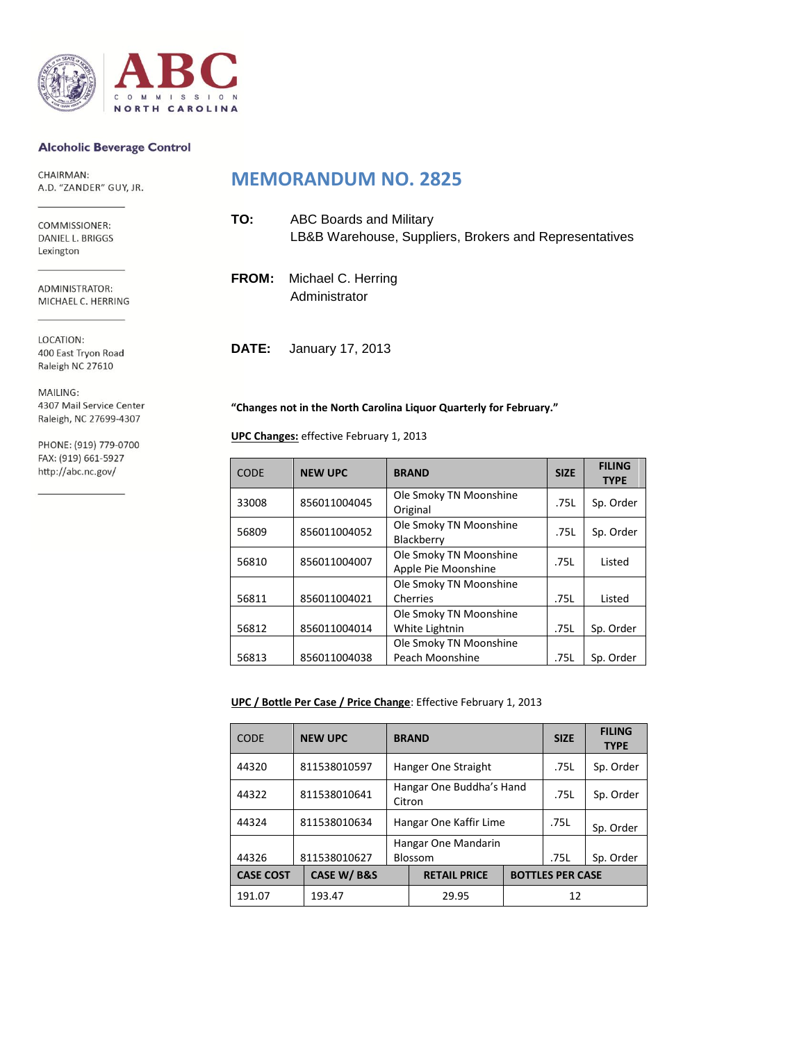ABC COMMISSION NORTH CAROLINA

**Alcoholic Beverage Control**

CHAIRMAN:
A.D. "ZANDER" GUY, JR.

COMMISSIONER:
DANIEL L. BRIGGS
Lexington

ADMINISTRATOR:
MICHAEL C. HERRING

LOCATION:
400 East Tryon Road
Raleigh NC 27610

MAILING:
4307 Mail Service Center
Raleigh, NC 27699-4307

PHONE: (919) 779-0700
FAX: (919) 661-5927
http://abc.nc.gov/

# MEMORANDUM NO. 2825

**TO:** ABC Boards and Military
LB&B Warehouse, Suppliers, Brokers and Representatives

**FROM:** Michael C. Herring
Administrator

**DATE:** January 17, 2013

**"Changes not in the North Carolina Liquor Quarterly for February."**

**UPC Changes:** effective February 1, 2013

| CODE | NEW UPC | BRAND | SIZE | FILING TYPE |
|---|---|---|---|---|
| 33008 | 856011004045 | Ole Smoky TN Moonshine Original | .75L | Sp. Order |
| 56809 | 856011004052 | Ole Smoky TN Moonshine Blackberry | .75L | Sp. Order |
| 56810 | 856011004007 | Ole Smoky TN Moonshine Apple Pie Moonshine | .75L | Listed |
| 56811 | 856011004021 | Ole Smoky TN Moonshine Cherries | .75L | Listed |
| 56812 | 856011004014 | Ole Smoky TN Moonshine White Lightnin | .75L | Sp. Order |
| 56813 | 856011004038 | Ole Smoky TN Moonshine Peach Moonshine | .75L | Sp. Order |

**UPC / Bottle Per Case / Price Change**: Effective February 1, 2013

| CODE | NEW UPC | BRAND | SIZE | FILING TYPE |
|---|---|---|---|---|
| 44320 | 811538010597 | Hanger One Straight | .75L | Sp. Order |
| 44322 | 811538010641 | Hangar One Buddha's Hand Citron | .75L | Sp. Order |
| 44324 | 811538010634 | Hangar One Kaffir Lime | .75L | Sp. Order |
| 44326 | 811538010627 | Hangar One Mandarin Blossom | .75L | Sp. Order |

| CASE COST | CASE W/ B&S | RETAIL PRICE | BOTTLES PER CASE |
|---|---|---|---|
| 191.07 | 193.47 | 29.95 | 12 |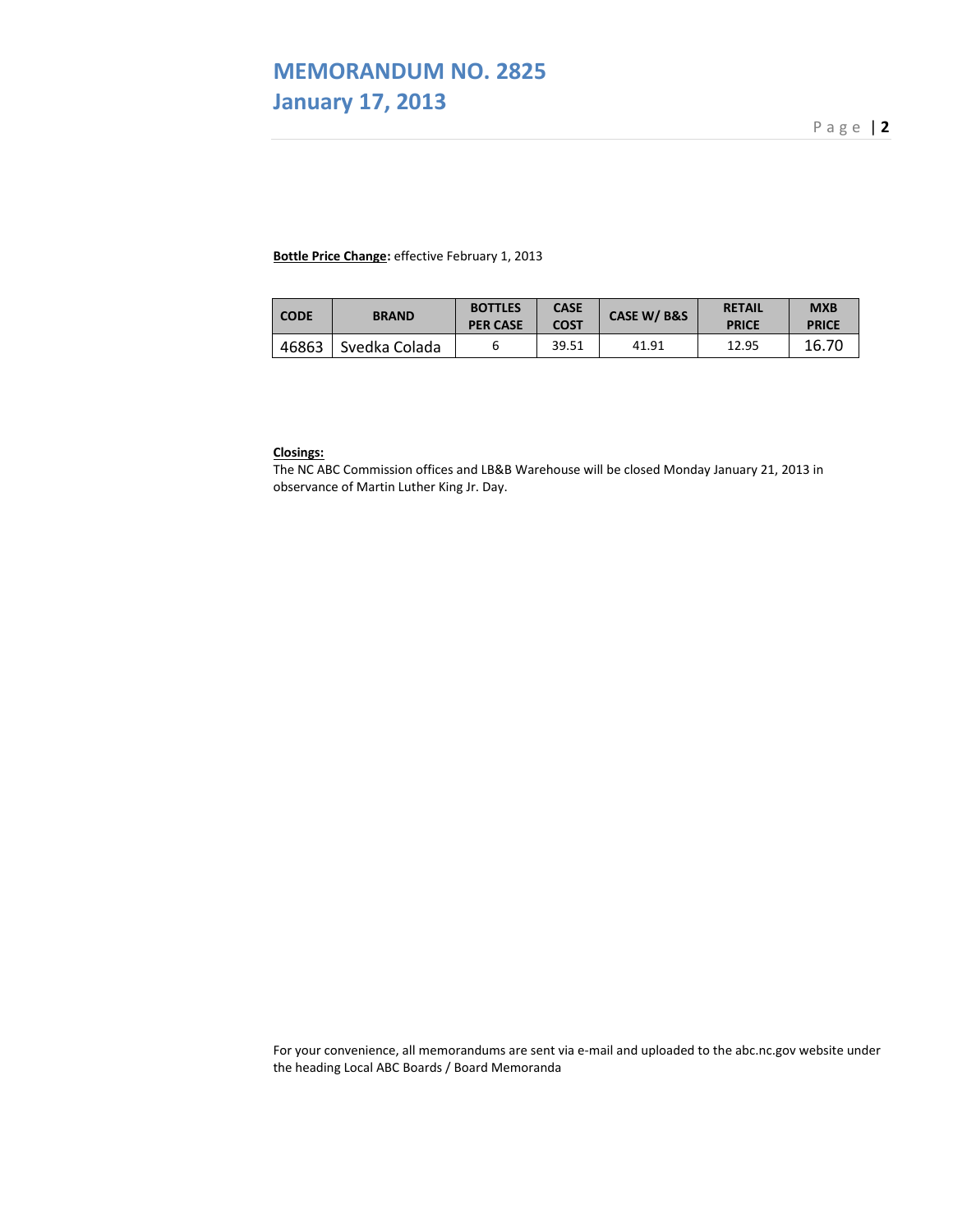**Bottle Price Change:** effective February 1, 2013

| CODE | BRAND | BOTTLES PER CASE | CASE COST | CASE W/ B&S | RETAIL PRICE | MXB PRICE |
| --- | --- | --- | --- | --- | --- | --- |
| 46863 | Svedka Colada | 6 | 39.51 | 41.91 | 12.95 | 16.70 |

**Closings:**
The NC ABC Commission offices and LB&B Warehouse will be closed Monday January 21, 2013 in observance of Martin Luther King Jr. Day.

For your convenience, all memorandums are sent via e-mail and uploaded to the abc.nc.gov website under the heading Local ABC Boards / Board Memoranda